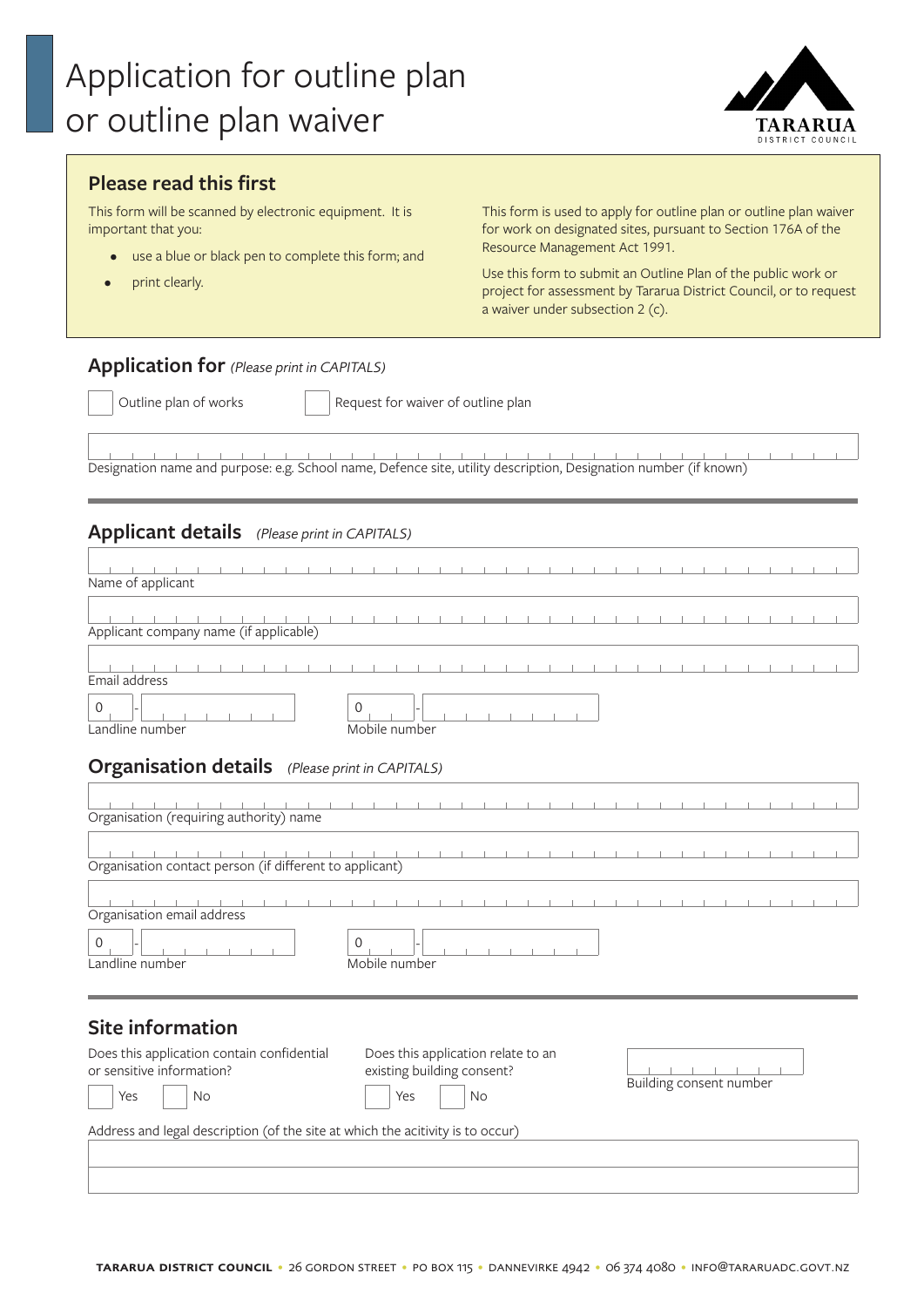# Application for outline plan or outline plan waiver

TARARUA DISTRICT COUNCIL

## Please read this first

This form will be scanned by electronic equipment. It is important that you:

- use a blue or black pen to complete this form; and
- print clearly.

This form is used to apply for outline plan or outline plan waiver for work on designated sites, pursuant to Section 176A of the Resource Management Act 1991.

Use this form to submit an Outline Plan of the public work or project for assessment by Tararua District Council, or to request a waiver under subsection 2 (c).

## Application for *(Please print in CAPITALS)*

☐ Outline plan of works ☐ Request for waiver of outline plan

Designation name and purpose: e.g. School name, Defence site, utility description, Designation number (if known)

## Applicant details *(Please print in CAPITALS)*

Name of applicant

Applicant company name (if applicable)

Email address

0 - Landline number

0 - Mobile number

## Organisation details *(Please print in CAPITALS)*

Organisation (requiring authority) name

Organisation contact person (if different to applicant)

Organisation email address

0 - Landline number

0 - Mobile number

## Site information

Does this application contain confidential or sensitive information?

☐ Yes ☐ No

Does this application relate to an existing building consent?

☐ Yes ☐ No

Building consent number

Address and legal description (of the site at which the acitivity is to occur)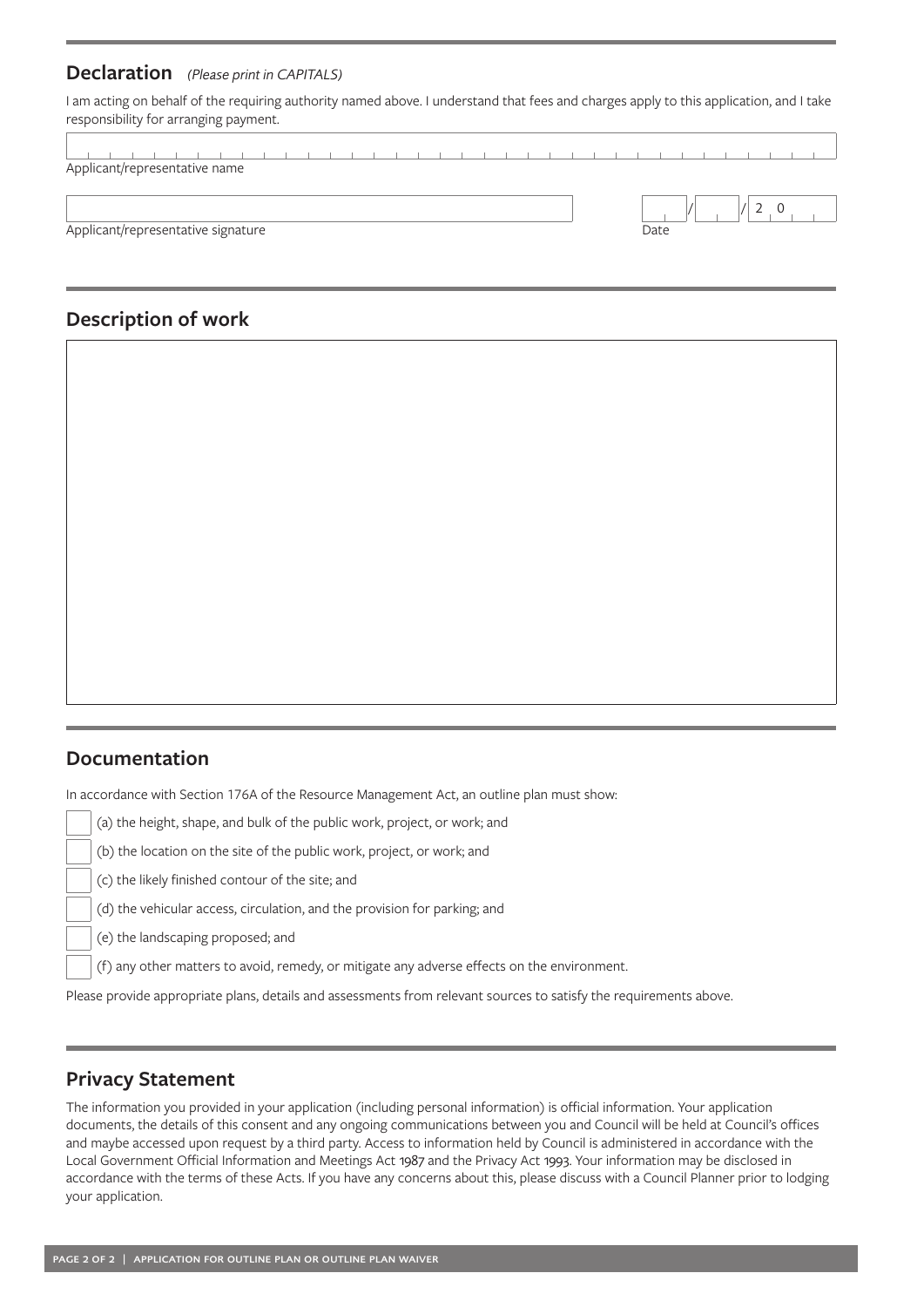## Declaration *(Please print in CAPITALS)*

I am acting on behalf of the requiring authority named above. I understand that fees and charges apply to this application, and I take responsibility for arranging payment.

Applicant/representative name

Applicant/representative signature

Date ___ / ___ / 20___

## Description of work

## Documentation

In accordance with Section 176A of the Resource Management Act, an outline plan must show:

- [ ] (a) the height, shape, and bulk of the public work, project, or work; and
- [ ] (b) the location on the site of the public work, project, or work; and
- [ ] (c) the likely finished contour of the site; and
- [ ] (d) the vehicular access, circulation, and the provision for parking; and
- [ ] (e) the landscaping proposed; and
- [ ] (f) any other matters to avoid, remedy, or mitigate any adverse effects on the environment.

Please provide appropriate plans, details and assessments from relevant sources to satisfy the requirements above.

## Privacy Statement

The information you provided in your application (including personal information) is official information. Your application documents, the details of this consent and any ongoing communications between you and Council will be held at Council's offices and maybe accessed upon request by a third party. Access to information held by Council is administered in accordance with the Local Government Official Information and Meetings Act 1987 and the Privacy Act 1993. Your information may be disclosed in accordance with the terms of these Acts. If you have any concerns about this, please discuss with a Council Planner prior to lodging your application.